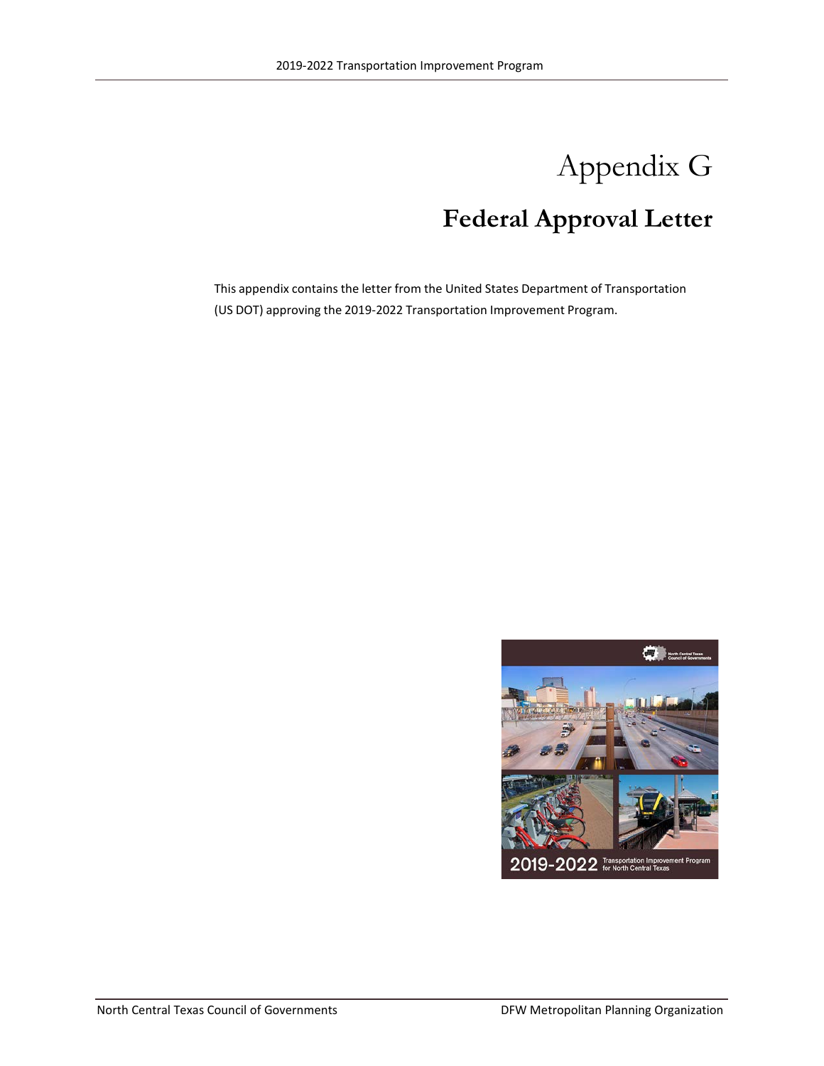# Appendix G

## Federal Approval Letter

This appendix contains the letter from the United States Department of Transportation (US DOT) approving the 2019-2022 Transportation Improvement Program.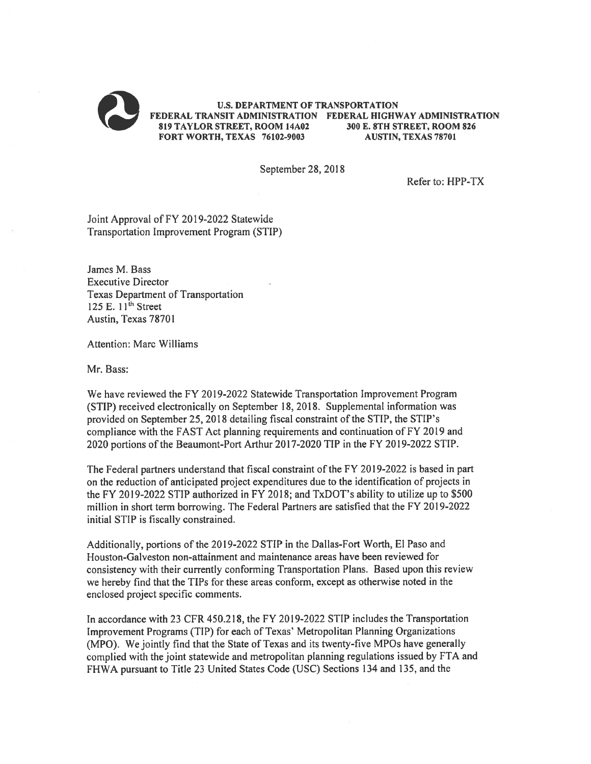**U.S. DEPARTMENT OF TRANSPORTATION**

**FEDERAL TRANSIT ADMINISTRATION**
**819 TAYLOR STREET, ROOM 14A02**
**FORT WORTH, TEXAS 76102-9003**

**FEDERAL HIGHWAY ADMINISTRATION**
**300 E. 8TH STREET, ROOM 826**
**AUSTIN, TEXAS 78701**

September 28, 2018

Refer to: HPP-TX

Joint Approval of FY 2019-2022 Statewide Transportation Improvement Program (STIP)

James M. Bass
Executive Director
Texas Department of Transportation
125 E. 11th Street
Austin, Texas 78701

Attention: Marc Williams

Mr. Bass:

We have reviewed the FY 2019-2022 Statewide Transportation Improvement Program (STIP) received electronically on September 18, 2018. Supplemental information was provided on September 25, 2018 detailing fiscal constraint of the STIP, the STIP's compliance with the FAST Act planning requirements and continuation of FY 2019 and 2020 portions of the Beaumont-Port Arthur 2017-2020 TIP in the FY 2019-2022 STIP.

The Federal partners understand that fiscal constraint of the FY 2019-2022 is based in part on the reduction of anticipated project expenditures due to the identification of projects in the FY 2019-2022 STIP authorized in FY 2018; and TxDOT's ability to utilize up to $500 million in short term borrowing. The Federal Partners are satisfied that the FY 2019-2022 initial STIP is fiscally constrained.

Additionally, portions of the 2019-2022 STIP in the Dallas-Fort Worth, El Paso and Houston-Galveston non-attainment and maintenance areas have been reviewed for consistency with their currently conforming Transportation Plans. Based upon this review we hereby find that the TIPs for these areas conform, except as otherwise noted in the enclosed project specific comments.

In accordance with 23 CFR 450.218, the FY 2019-2022 STIP includes the Transportation Improvement Programs (TIP) for each of Texas' Metropolitan Planning Organizations (MPO). We jointly find that the State of Texas and its twenty-five MPOs have generally complied with the joint statewide and metropolitan planning regulations issued by FTA and FHWA pursuant to Title 23 United States Code (USC) Sections 134 and 135, and the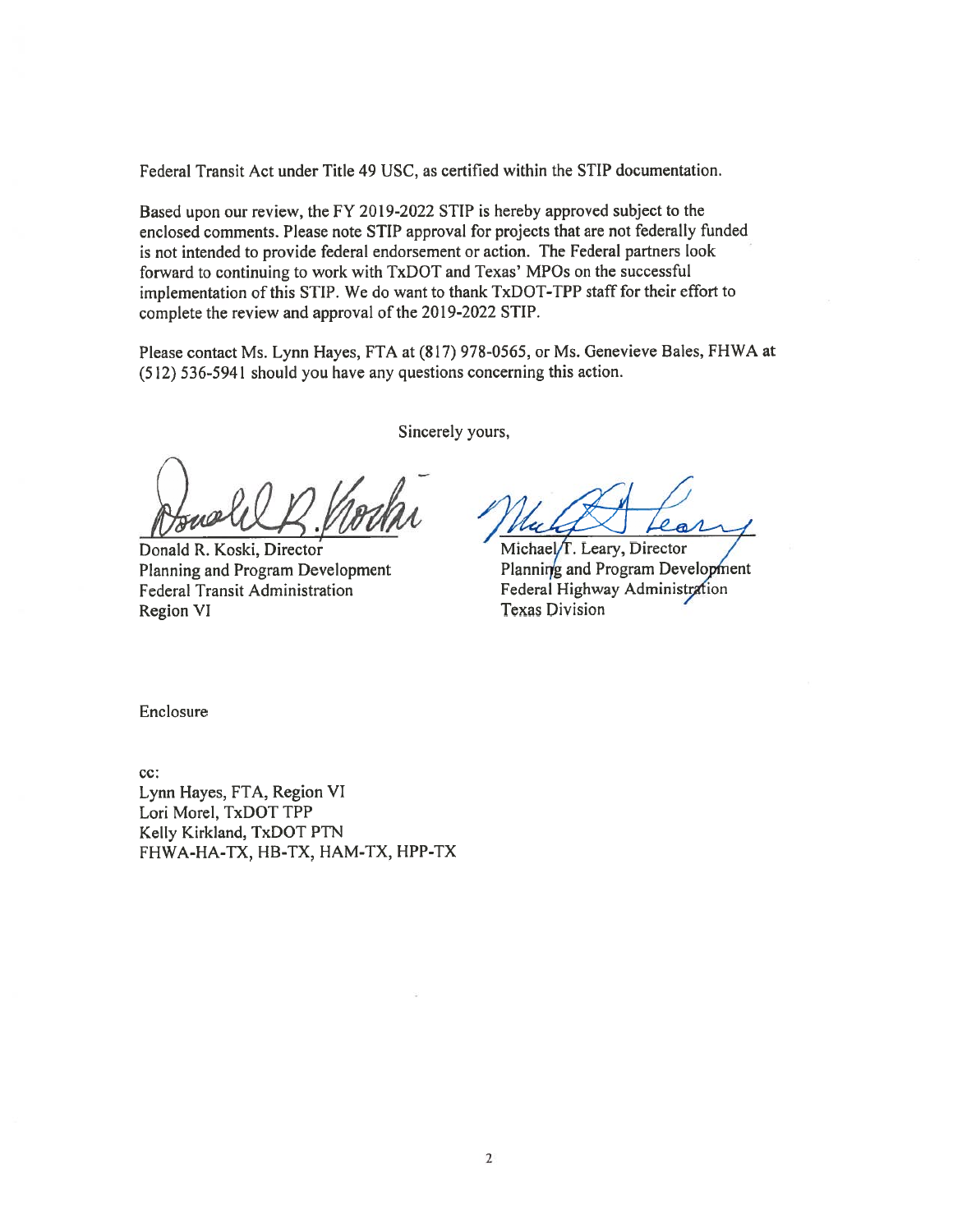Federal Transit Act under Title 49 USC, as certified within the STIP documentation.

Based upon our review, the FY 2019-2022 STIP is hereby approved subject to the enclosed comments. Please note STIP approval for projects that are not federally funded is not intended to provide federal endorsement or action. The Federal partners look forward to continuing to work with TxDOT and Texas' MPOs on the successful implementation of this STIP. We do want to thank TxDOT-TPP staff for their effort to complete the review and approval of the 2019-2022 STIP.

Please contact Ms. Lynn Hayes, FTA at (817) 978-0565, or Ms. Genevieve Bales, FHWA at (512) 536-5941 should you have any questions concerning this action.

Sincerely yours,

Donald R. Koski, Director
Planning and Program Development
Federal Transit Administration
Region VI

Michael T. Leary, Director
Planning and Program Development
Federal Highway Administration
Texas Division

Enclosure

cc:
Lynn Hayes, FTA, Region VI
Lori Morel, TxDOT TPP
Kelly Kirkland, TxDOT PTN
FHWA-HA-TX, HB-TX, HAM-TX, HPP-TX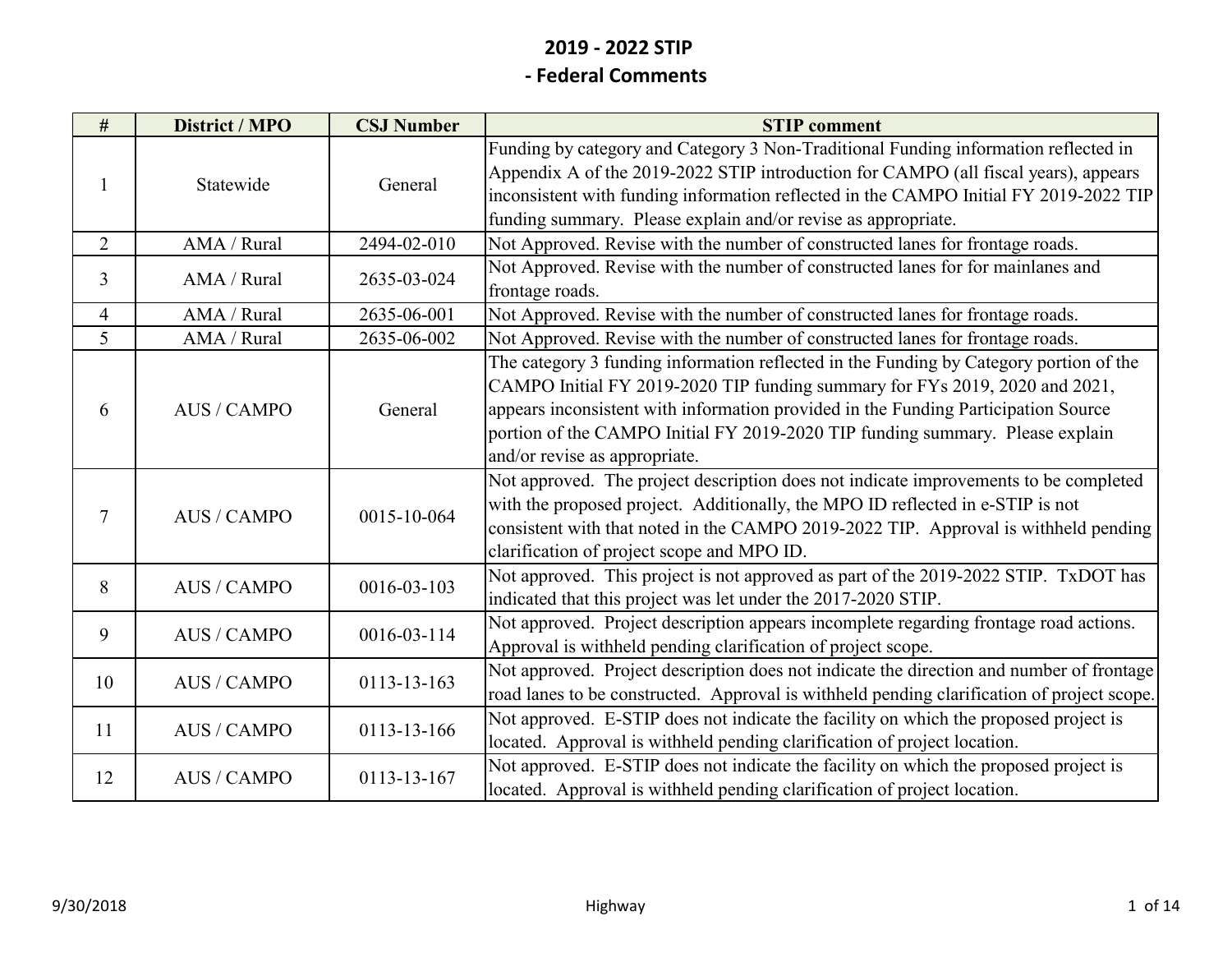# 2019 - 2022 STIP

## - Federal Comments

| # | District / MPO | CSJ Number | STIP comment |
|---|---|---|---|
| 1 | Statewide | General | Funding by category and Category 3 Non-Traditional Funding information reflected in Appendix A of the 2019-2022 STIP introduction for CAMPO (all fiscal years), appears inconsistent with funding information reflected in the CAMPO Initial FY 2019-2022 TIP funding summary. Please explain and/or revise as appropriate. |
| 2 | AMA / Rural | 2494-02-010 | Not Approved. Revise with the number of constructed lanes for frontage roads. |
| 3 | AMA / Rural | 2635-03-024 | Not Approved. Revise with the number of constructed lanes for for mainlanes and frontage roads. |
| 4 | AMA / Rural | 2635-06-001 | Not Approved. Revise with the number of constructed lanes for frontage roads. |
| 5 | AMA / Rural | 2635-06-002 | Not Approved. Revise with the number of constructed lanes for frontage roads. |
| 6 | AUS / CAMPO | General | The category 3 funding information reflected in the Funding by Category portion of the CAMPO Initial FY 2019-2020 TIP funding summary for FYs 2019, 2020 and 2021, appears inconsistent with information provided in the Funding Participation Source portion of the CAMPO Initial FY 2019-2020 TIP funding summary. Please explain and/or revise as appropriate. |
| 7 | AUS / CAMPO | 0015-10-064 | Not approved. The project description does not indicate improvements to be completed with the proposed project. Additionally, the MPO ID reflected in e-STIP is not consistent with that noted in the CAMPO 2019-2022 TIP. Approval is withheld pending clarification of project scope and MPO ID. |
| 8 | AUS / CAMPO | 0016-03-103 | Not approved. This project is not approved as part of the 2019-2022 STIP. TxDOT has indicated that this project was let under the 2017-2020 STIP. |
| 9 | AUS / CAMPO | 0016-03-114 | Not approved. Project description appears incomplete regarding frontage road actions. Approval is withheld pending clarification of project scope. |
| 10 | AUS / CAMPO | 0113-13-163 | Not approved. Project description does not indicate the direction and number of frontage road lanes to be constructed. Approval is withheld pending clarification of project scope. |
| 11 | AUS / CAMPO | 0113-13-166 | Not approved. E-STIP does not indicate the facility on which the proposed project is located. Approval is withheld pending clarification of project location. |
| 12 | AUS / CAMPO | 0113-13-167 | Not approved. E-STIP does not indicate the facility on which the proposed project is located. Approval is withheld pending clarification of project location. |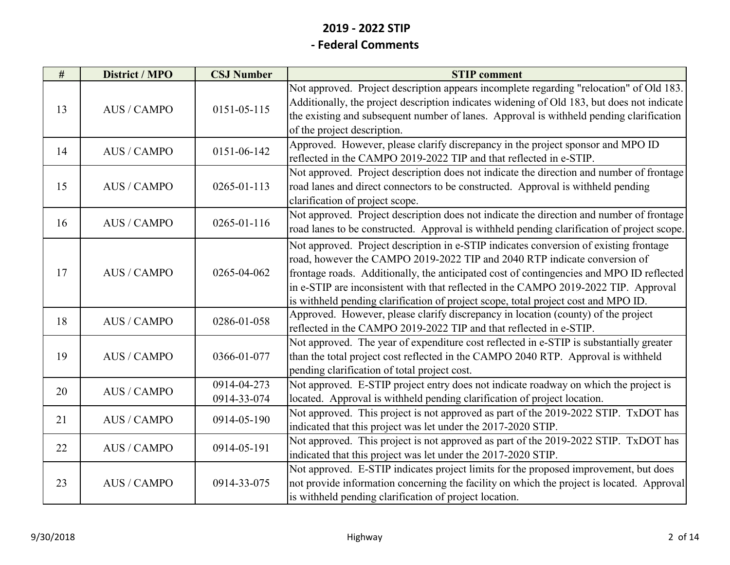# 2019 - 2022 STIP

## - Federal Comments

| # | District / MPO | CSJ Number | STIP comment |
|---|---|---|---|
| 13 | AUS / CAMPO | 0151-05-115 | Not approved. Project description appears incomplete regarding "relocation" of Old 183. Additionally, the project description indicates widening of Old 183, but does not indicate the existing and subsequent number of lanes. Approval is withheld pending clarification of the project description. |
| 14 | AUS / CAMPO | 0151-06-142 | Approved. However, please clarify discrepancy in the project sponsor and MPO ID reflected in the CAMPO 2019-2022 TIP and that reflected in e-STIP. |
| 15 | AUS / CAMPO | 0265-01-113 | Not approved. Project description does not indicate the direction and number of frontage road lanes and direct connectors to be constructed. Approval is withheld pending clarification of project scope. |
| 16 | AUS / CAMPO | 0265-01-116 | Not approved. Project description does not indicate the direction and number of frontage road lanes to be constructed. Approval is withheld pending clarification of project scope. |
| 17 | AUS / CAMPO | 0265-04-062 | Not approved. Project description in e-STIP indicates conversion of existing frontage road, however the CAMPO 2019-2022 TIP and 2040 RTP indicate conversion of frontage roads. Additionally, the anticipated cost of contingencies and MPO ID reflected in e-STIP are inconsistent with that reflected in the CAMPO 2019-2022 TIP. Approval is withheld pending clarification of project scope, total project cost and MPO ID. |
| 18 | AUS / CAMPO | 0286-01-058 | Approved. However, please clarify discrepancy in location (county) of the project reflected in the CAMPO 2019-2022 TIP and that reflected in e-STIP. |
| 19 | AUS / CAMPO | 0366-01-077 | Not approved. The year of expenditure cost reflected in e-STIP is substantially greater than the total project cost reflected in the CAMPO 2040 RTP. Approval is withheld pending clarification of total project cost. |
| 20 | AUS / CAMPO | 0914-04-273<br>0914-33-074 | Not approved. E-STIP project entry does not indicate roadway on which the project is located. Approval is withheld pending clarification of project location. |
| 21 | AUS / CAMPO | 0914-05-190 | Not approved. This project is not approved as part of the 2019-2022 STIP. TxDOT has indicated that this project was let under the 2017-2020 STIP. |
| 22 | AUS / CAMPO | 0914-05-191 | Not approved. This project is not approved as part of the 2019-2022 STIP. TxDOT has indicated that this project was let under the 2017-2020 STIP. |
| 23 | AUS / CAMPO | 0914-33-075 | Not approved. E-STIP indicates project limits for the proposed improvement, but does not provide information concerning the facility on which the project is located. Approval is withheld pending clarification of project location. |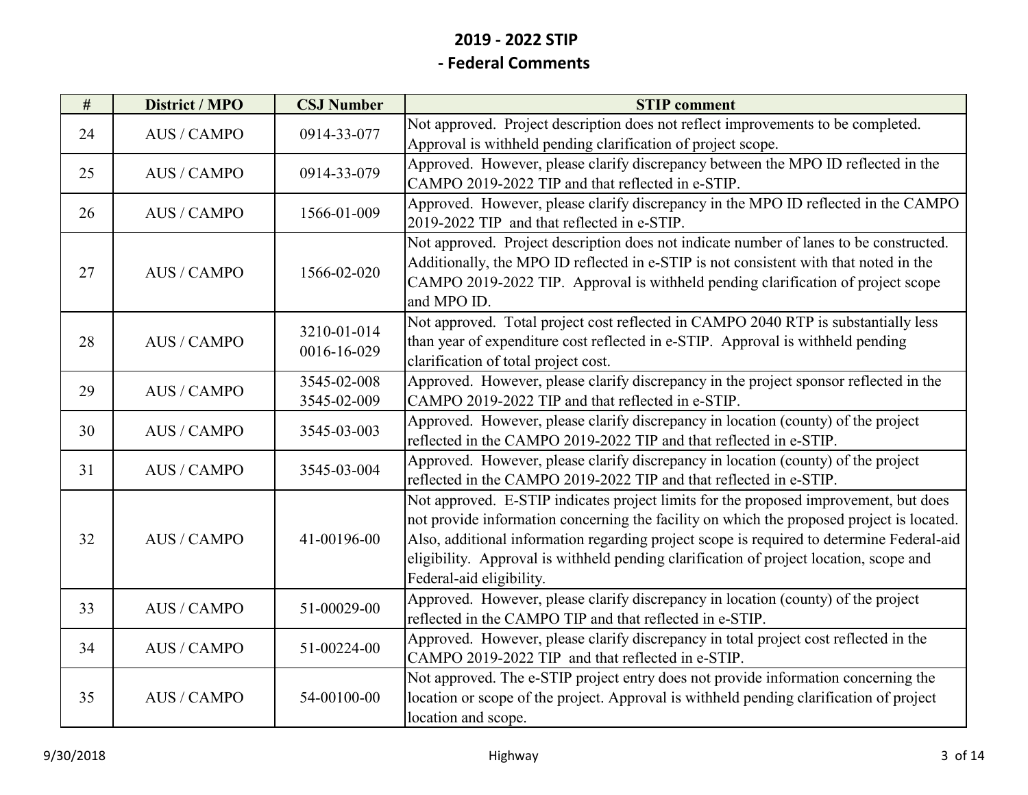## 2019 - 2022 STIP

## - Federal Comments

| # | District / MPO | CSJ Number | STIP comment |
|---|---|---|---|
| 24 | AUS / CAMPO | 0914-33-077 | Not approved. Project description does not reflect improvements to be completed. Approval is withheld pending clarification of project scope. |
| 25 | AUS / CAMPO | 0914-33-079 | Approved. However, please clarify discrepancy between the MPO ID reflected in the CAMPO 2019-2022 TIP and that reflected in e-STIP. |
| 26 | AUS / CAMPO | 1566-01-009 | Approved. However, please clarify discrepancy in the MPO ID reflected in the CAMPO 2019-2022 TIP and that reflected in e-STIP. |
| 27 | AUS / CAMPO | 1566-02-020 | Not approved. Project description does not indicate number of lanes to be constructed. Additionally, the MPO ID reflected in e-STIP is not consistent with that noted in the CAMPO 2019-2022 TIP. Approval is withheld pending clarification of project scope and MPO ID. |
| 28 | AUS / CAMPO | 3210-01-014<br>0016-16-029 | Not approved. Total project cost reflected in CAMPO 2040 RTP is substantially less than year of expenditure cost reflected in e-STIP. Approval is withheld pending clarification of total project cost. |
| 29 | AUS / CAMPO | 3545-02-008<br>3545-02-009 | Approved. However, please clarify discrepancy in the project sponsor reflected in the CAMPO 2019-2022 TIP and that reflected in e-STIP. |
| 30 | AUS / CAMPO | 3545-03-003 | Approved. However, please clarify discrepancy in location (county) of the project reflected in the CAMPO 2019-2022 TIP and that reflected in e-STIP. |
| 31 | AUS / CAMPO | 3545-03-004 | Approved. However, please clarify discrepancy in location (county) of the project reflected in the CAMPO 2019-2022 TIP and that reflected in e-STIP. |
| 32 | AUS / CAMPO | 41-00196-00 | Not approved. E-STIP indicates project limits for the proposed improvement, but does not provide information concerning the facility on which the proposed project is located. Also, additional information regarding project scope is required to determine Federal-aid eligibility. Approval is withheld pending clarification of project location, scope and Federal-aid eligibility. |
| 33 | AUS / CAMPO | 51-00029-00 | Approved. However, please clarify discrepancy in location (county) of the project reflected in the CAMPO TIP and that reflected in e-STIP. |
| 34 | AUS / CAMPO | 51-00224-00 | Approved. However, please clarify discrepancy in total project cost reflected in the CAMPO 2019-2022 TIP and that reflected in e-STIP. |
| 35 | AUS / CAMPO | 54-00100-00 | Not approved. The e-STIP project entry does not provide information concerning the location or scope of the project. Approval is withheld pending clarification of project location and scope. |

9/30/2018 Highway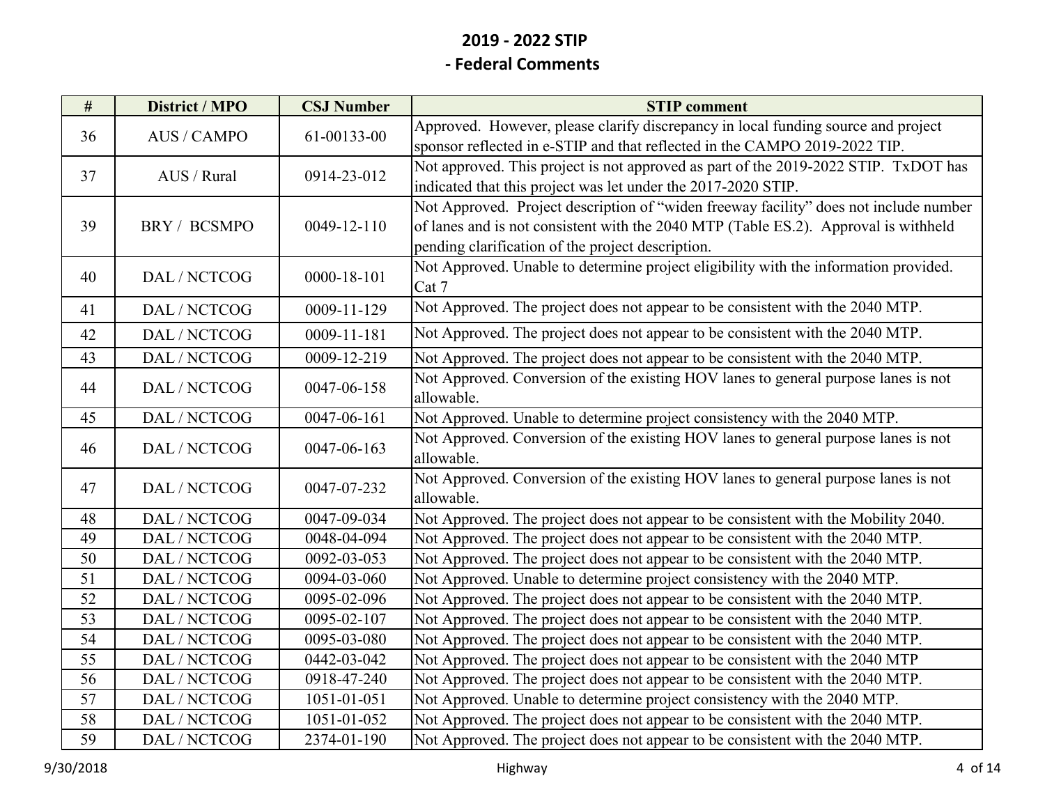# 2019 - 2022 STIP

## - Federal Comments

| # | District / MPO | CSJ Number | STIP comment |
|---|---|---|---|
| 36 | AUS / CAMPO | 61-00133-00 | Approved. However, please clarify discrepancy in local funding source and project sponsor reflected in e-STIP and that reflected in the CAMPO 2019-2022 TIP. |
| 37 | AUS / Rural | 0914-23-012 | Not approved. This project is not approved as part of the 2019-2022 STIP. TxDOT has indicated that this project was let under the 2017-2020 STIP. |
| 39 | BRY / BCSMPO | 0049-12-110 | Not Approved. Project description of "widen freeway facility" does not include number of lanes and is not consistent with the 2040 MTP (Table ES.2). Approval is withheld pending clarification of the project description. |
| 40 | DAL / NCTCOG | 0000-18-101 | Not Approved. Unable to determine project eligibility with the information provided. Cat 7 |
| 41 | DAL / NCTCOG | 0009-11-129 | Not Approved. The project does not appear to be consistent with the 2040 MTP. |
| 42 | DAL / NCTCOG | 0009-11-181 | Not Approved. The project does not appear to be consistent with the 2040 MTP. |
| 43 | DAL / NCTCOG | 0009-12-219 | Not Approved. The project does not appear to be consistent with the 2040 MTP. |
| 44 | DAL / NCTCOG | 0047-06-158 | Not Approved. Conversion of the existing HOV lanes to general purpose lanes is not allowable. |
| 45 | DAL / NCTCOG | 0047-06-161 | Not Approved. Unable to determine project consistency with the 2040 MTP. |
| 46 | DAL / NCTCOG | 0047-06-163 | Not Approved. Conversion of the existing HOV lanes to general purpose lanes is not allowable. |
| 47 | DAL / NCTCOG | 0047-07-232 | Not Approved. Conversion of the existing HOV lanes to general purpose lanes is not allowable. |
| 48 | DAL / NCTCOG | 0047-09-034 | Not Approved. The project does not appear to be consistent with the Mobility 2040. |
| 49 | DAL / NCTCOG | 0048-04-094 | Not Approved. The project does not appear to be consistent with the 2040 MTP. |
| 50 | DAL / NCTCOG | 0092-03-053 | Not Approved. The project does not appear to be consistent with the 2040 MTP. |
| 51 | DAL / NCTCOG | 0094-03-060 | Not Approved. Unable to determine project consistency with the 2040 MTP. |
| 52 | DAL / NCTCOG | 0095-02-096 | Not Approved. The project does not appear to be consistent with the 2040 MTP. |
| 53 | DAL / NCTCOG | 0095-02-107 | Not Approved. The project does not appear to be consistent with the 2040 MTP. |
| 54 | DAL / NCTCOG | 0095-03-080 | Not Approved. The project does not appear to be consistent with the 2040 MTP. |
| 55 | DAL / NCTCOG | 0442-03-042 | Not Approved. The project does not appear to be consistent with the 2040 MTP |
| 56 | DAL / NCTCOG | 0918-47-240 | Not Approved. The project does not appear to be consistent with the 2040 MTP. |
| 57 | DAL / NCTCOG | 1051-01-051 | Not Approved. Unable to determine project consistency with the 2040 MTP. |
| 58 | DAL / NCTCOG | 1051-01-052 | Not Approved. The project does not appear to be consistent with the 2040 MTP. |
| 59 | DAL / NCTCOG | 2374-01-190 | Not Approved. The project does not appear to be consistent with the 2040 MTP. |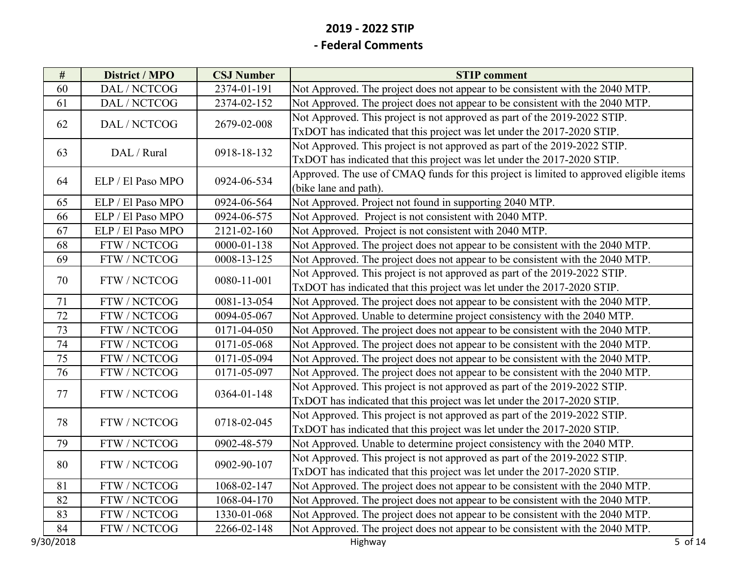# 2019 - 2022 STIP

## - Federal Comments

| # | District / MPO | CSJ Number | STIP comment |
|---|---|---|---|
| 60 | DAL / NCTCOG | 2374-01-191 | Not Approved. The project does not appear to be consistent with the 2040 MTP. |
| 61 | DAL / NCTCOG | 2374-02-152 | Not Approved. The project does not appear to be consistent with the 2040 MTP. |
| 62 | DAL / NCTCOG | 2679-02-008 | Not Approved. This project is not approved as part of the 2019-2022 STIP. TxDOT has indicated that this project was let under the 2017-2020 STIP. |
| 63 | DAL / Rural | 0918-18-132 | Not Approved. This project is not approved as part of the 2019-2022 STIP. TxDOT has indicated that this project was let under the 2017-2020 STIP. |
| 64 | ELP / El Paso MPO | 0924-06-534 | Approved. The use of CMAQ funds for this project is limited to approved eligible items (bike lane and path). |
| 65 | ELP / El Paso MPO | 0924-06-564 | Not Approved. Project not found in supporting 2040 MTP. |
| 66 | ELP / El Paso MPO | 0924-06-575 | Not Approved. Project is not consistent with 2040 MTP. |
| 67 | ELP / El Paso MPO | 2121-02-160 | Not Approved. Project is not consistent with 2040 MTP. |
| 68 | FTW / NCTCOG | 0000-01-138 | Not Approved. The project does not appear to be consistent with the 2040 MTP. |
| 69 | FTW / NCTCOG | 0008-13-125 | Not Approved. The project does not appear to be consistent with the 2040 MTP. |
| 70 | FTW / NCTCOG | 0080-11-001 | Not Approved. This project is not approved as part of the 2019-2022 STIP. TxDOT has indicated that this project was let under the 2017-2020 STIP. |
| 71 | FTW / NCTCOG | 0081-13-054 | Not Approved. The project does not appear to be consistent with the 2040 MTP. |
| 72 | FTW / NCTCOG | 0094-05-067 | Not Approved. Unable to determine project consistency with the 2040 MTP. |
| 73 | FTW / NCTCOG | 0171-04-050 | Not Approved. The project does not appear to be consistent with the 2040 MTP. |
| 74 | FTW / NCTCOG | 0171-05-068 | Not Approved. The project does not appear to be consistent with the 2040 MTP. |
| 75 | FTW / NCTCOG | 0171-05-094 | Not Approved. The project does not appear to be consistent with the 2040 MTP. |
| 76 | FTW / NCTCOG | 0171-05-097 | Not Approved. The project does not appear to be consistent with the 2040 MTP. |
| 77 | FTW / NCTCOG | 0364-01-148 | Not Approved. This project is not approved as part of the 2019-2022 STIP. TxDOT has indicated that this project was let under the 2017-2020 STIP. |
| 78 | FTW / NCTCOG | 0718-02-045 | Not Approved. This project is not approved as part of the 2019-2022 STIP. TxDOT has indicated that this project was let under the 2017-2020 STIP. |
| 79 | FTW / NCTCOG | 0902-48-579 | Not Approved. Unable to determine project consistency with the 2040 MTP. |
| 80 | FTW / NCTCOG | 0902-90-107 | Not Approved. This project is not approved as part of the 2019-2022 STIP. TxDOT has indicated that this project was let under the 2017-2020 STIP. |
| 81 | FTW / NCTCOG | 1068-02-147 | Not Approved. The project does not appear to be consistent with the 2040 MTP. |
| 82 | FTW / NCTCOG | 1068-04-170 | Not Approved. The project does not appear to be consistent with the 2040 MTP. |
| 83 | FTW / NCTCOG | 1330-01-068 | Not Approved. The project does not appear to be consistent with the 2040 MTP. |
| 84 | FTW / NCTCOG | 2266-02-148 | Not Approved. The project does not appear to be consistent with the 2040 MTP. |

9/30/2018 Highway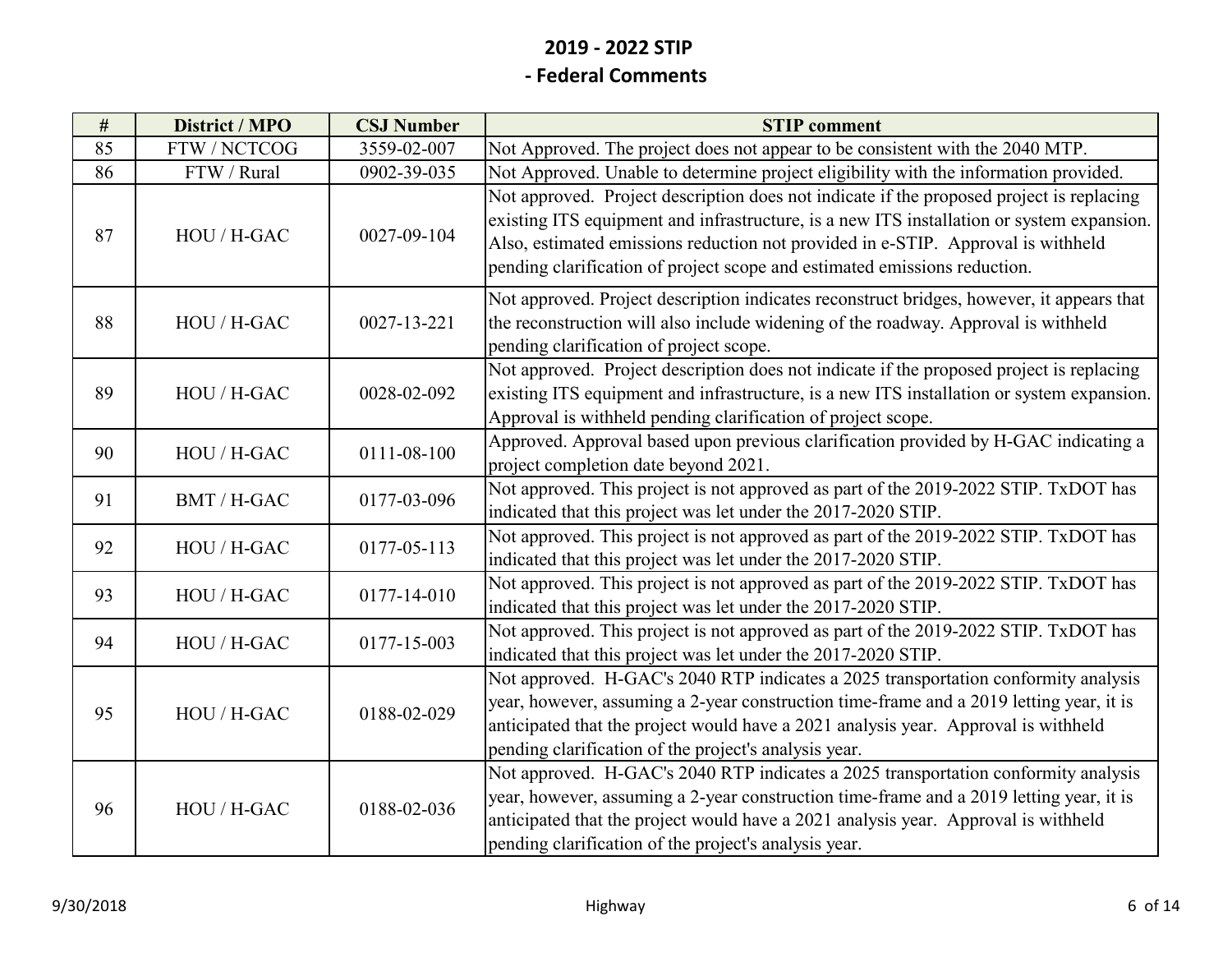## 2019 - 2022 STIP

## - Federal Comments

| # | District / MPO | CSJ Number | STIP comment |
|---|---|---|---|
| 85 | FTW / NCTCOG | 3559-02-007 | Not Approved. The project does not appear to be consistent with the 2040 MTP. |
| 86 | FTW / Rural | 0902-39-035 | Not Approved. Unable to determine project eligibility with the information provided. |
| 87 | HOU / H-GAC | 0027-09-104 | Not approved. Project description does not indicate if the proposed project is replacing existing ITS equipment and infrastructure, is a new ITS installation or system expansion. Also, estimated emissions reduction not provided in e-STIP. Approval is withheld pending clarification of project scope and estimated emissions reduction. |
| 88 | HOU / H-GAC | 0027-13-221 | Not approved. Project description indicates reconstruct bridges, however, it appears that the reconstruction will also include widening of the roadway. Approval is withheld pending clarification of project scope. |
| 89 | HOU / H-GAC | 0028-02-092 | Not approved. Project description does not indicate if the proposed project is replacing existing ITS equipment and infrastructure, is a new ITS installation or system expansion. Approval is withheld pending clarification of project scope. |
| 90 | HOU / H-GAC | 0111-08-100 | Approved. Approval based upon previous clarification provided by H-GAC indicating a project completion date beyond 2021. |
| 91 | BMT / H-GAC | 0177-03-096 | Not approved. This project is not approved as part of the 2019-2022 STIP. TxDOT has indicated that this project was let under the 2017-2020 STIP. |
| 92 | HOU / H-GAC | 0177-05-113 | Not approved. This project is not approved as part of the 2019-2022 STIP. TxDOT has indicated that this project was let under the 2017-2020 STIP. |
| 93 | HOU / H-GAC | 0177-14-010 | Not approved. This project is not approved as part of the 2019-2022 STIP. TxDOT has indicated that this project was let under the 2017-2020 STIP. |
| 94 | HOU / H-GAC | 0177-15-003 | Not approved. This project is not approved as part of the 2019-2022 STIP. TxDOT has indicated that this project was let under the 2017-2020 STIP. |
| 95 | HOU / H-GAC | 0188-02-029 | Not approved. H-GAC's 2040 RTP indicates a 2025 transportation conformity analysis year, however, assuming a 2-year construction time-frame and a 2019 letting year, it is anticipated that the project would have a 2021 analysis year. Approval is withheld pending clarification of the project's analysis year. |
| 96 | HOU / H-GAC | 0188-02-036 | Not approved. H-GAC's 2040 RTP indicates a 2025 transportation conformity analysis year, however, assuming a 2-year construction time-frame and a 2019 letting year, it is anticipated that the project would have a 2021 analysis year. Approval is withheld pending clarification of the project's analysis year. |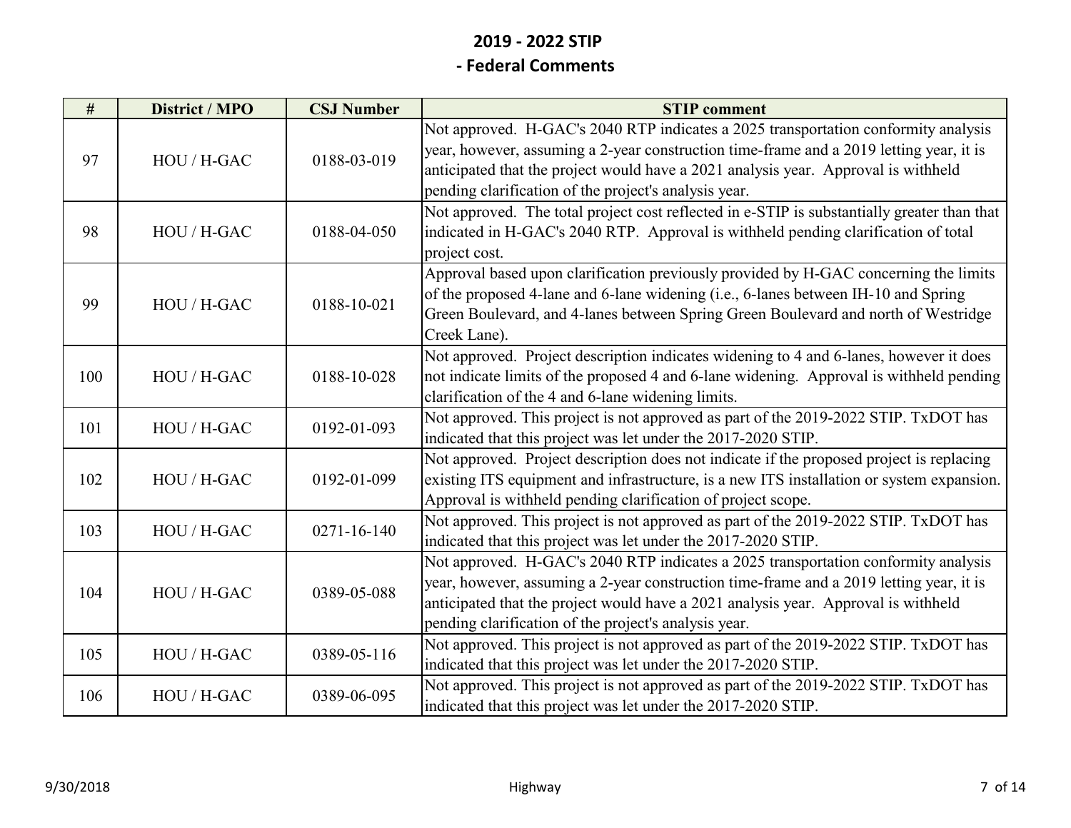# 2019 - 2022 STIP

## - Federal Comments

| # | District / MPO | CSJ Number | STIP comment |
|---|---|---|---|
| 97 | HOU / H-GAC | 0188-03-019 | Not approved. H-GAC's 2040 RTP indicates a 2025 transportation conformity analysis year, however, assuming a 2-year construction time-frame and a 2019 letting year, it is anticipated that the project would have a 2021 analysis year. Approval is withheld pending clarification of the project's analysis year. |
| 98 | HOU / H-GAC | 0188-04-050 | Not approved. The total project cost reflected in e-STIP is substantially greater than that indicated in H-GAC's 2040 RTP. Approval is withheld pending clarification of total project cost. |
| 99 | HOU / H-GAC | 0188-10-021 | Approval based upon clarification previously provided by H-GAC concerning the limits of the proposed 4-lane and 6-lane widening (i.e., 6-lanes between IH-10 and Spring Green Boulevard, and 4-lanes between Spring Green Boulevard and north of Westridge Creek Lane). |
| 100 | HOU / H-GAC | 0188-10-028 | Not approved. Project description indicates widening to 4 and 6-lanes, however it does not indicate limits of the proposed 4 and 6-lane widening. Approval is withheld pending clarification of the 4 and 6-lane widening limits. |
| 101 | HOU / H-GAC | 0192-01-093 | Not approved. This project is not approved as part of the 2019-2022 STIP. TxDOT has indicated that this project was let under the 2017-2020 STIP. |
| 102 | HOU / H-GAC | 0192-01-099 | Not approved. Project description does not indicate if the proposed project is replacing existing ITS equipment and infrastructure, is a new ITS installation or system expansion. Approval is withheld pending clarification of project scope. |
| 103 | HOU / H-GAC | 0271-16-140 | Not approved. This project is not approved as part of the 2019-2022 STIP. TxDOT has indicated that this project was let under the 2017-2020 STIP. |
| 104 | HOU / H-GAC | 0389-05-088 | Not approved. H-GAC's 2040 RTP indicates a 2025 transportation conformity analysis year, however, assuming a 2-year construction time-frame and a 2019 letting year, it is anticipated that the project would have a 2021 analysis year. Approval is withheld pending clarification of the project's analysis year. |
| 105 | HOU / H-GAC | 0389-05-116 | Not approved. This project is not approved as part of the 2019-2022 STIP. TxDOT has indicated that this project was let under the 2017-2020 STIP. |
| 106 | HOU / H-GAC | 0389-06-095 | Not approved. This project is not approved as part of the 2019-2022 STIP. TxDOT has indicated that this project was let under the 2017-2020 STIP. |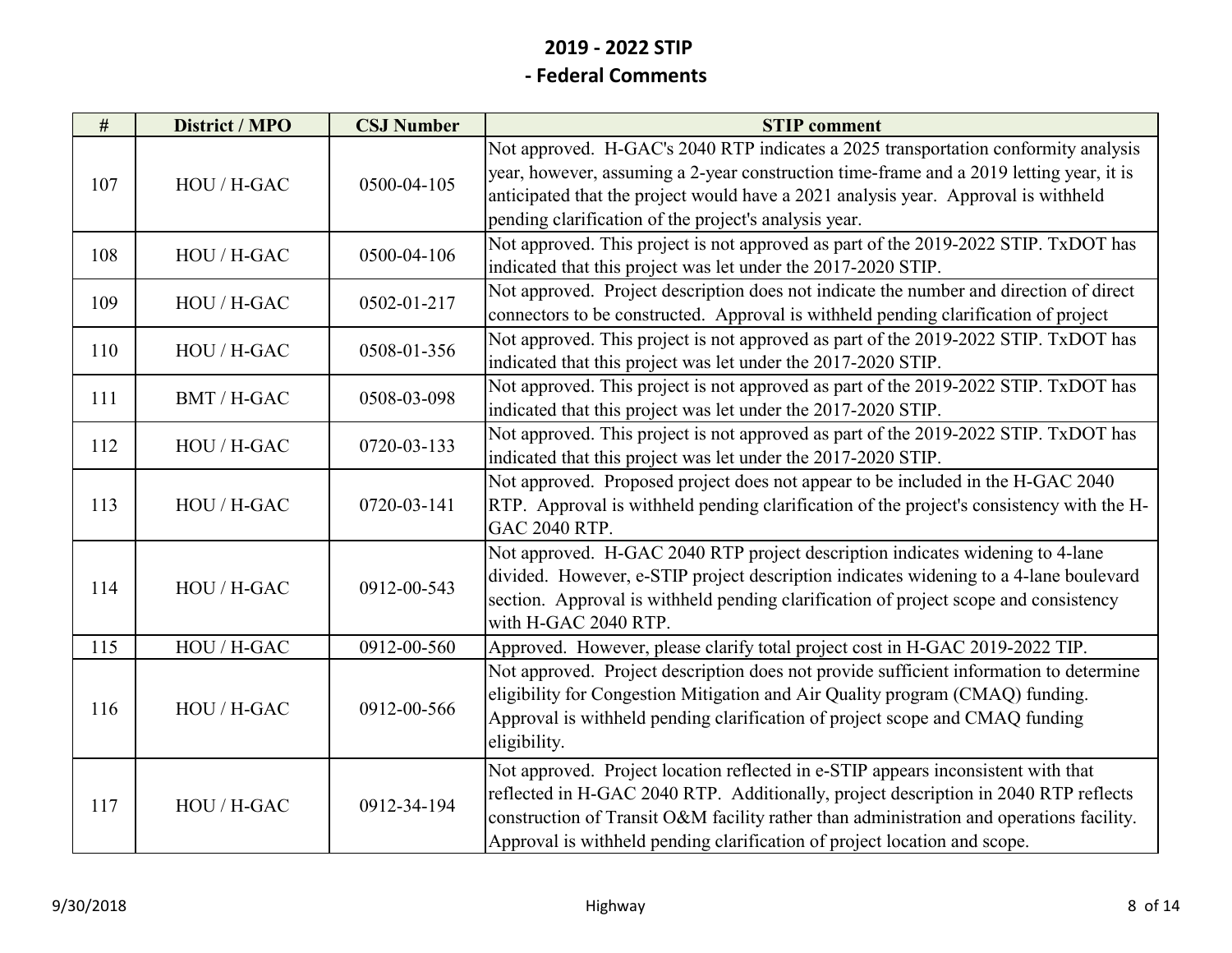# 2019 - 2022 STIP

## - Federal Comments

| # | District / MPO | CSJ Number | STIP comment |
|---|---|---|---|
| 107 | HOU / H-GAC | 0500-04-105 | Not approved. H-GAC's 2040 RTP indicates a 2025 transportation conformity analysis year, however, assuming a 2-year construction time-frame and a 2019 letting year, it is anticipated that the project would have a 2021 analysis year. Approval is withheld pending clarification of the project's analysis year. |
| 108 | HOU / H-GAC | 0500-04-106 | Not approved. This project is not approved as part of the 2019-2022 STIP. TxDOT has indicated that this project was let under the 2017-2020 STIP. |
| 109 | HOU / H-GAC | 0502-01-217 | Not approved. Project description does not indicate the number and direction of direct connectors to be constructed. Approval is withheld pending clarification of project |
| 110 | HOU / H-GAC | 0508-01-356 | Not approved. This project is not approved as part of the 2019-2022 STIP. TxDOT has indicated that this project was let under the 2017-2020 STIP. |
| 111 | BMT / H-GAC | 0508-03-098 | Not approved. This project is not approved as part of the 2019-2022 STIP. TxDOT has indicated that this project was let under the 2017-2020 STIP. |
| 112 | HOU / H-GAC | 0720-03-133 | Not approved. This project is not approved as part of the 2019-2022 STIP. TxDOT has indicated that this project was let under the 2017-2020 STIP. |
| 113 | HOU / H-GAC | 0720-03-141 | Not approved. Proposed project does not appear to be included in the H-GAC 2040 RTP. Approval is withheld pending clarification of the project's consistency with the H-GAC 2040 RTP. |
| 114 | HOU / H-GAC | 0912-00-543 | Not approved. H-GAC 2040 RTP project description indicates widening to 4-lane divided. However, e-STIP project description indicates widening to a 4-lane boulevard section. Approval is withheld pending clarification of project scope and consistency with H-GAC 2040 RTP. |
| 115 | HOU / H-GAC | 0912-00-560 | Approved. However, please clarify total project cost in H-GAC 2019-2022 TIP. |
| 116 | HOU / H-GAC | 0912-00-566 | Not approved. Project description does not provide sufficient information to determine eligibility for Congestion Mitigation and Air Quality program (CMAQ) funding. Approval is withheld pending clarification of project scope and CMAQ funding eligibility. |
| 117 | HOU / H-GAC | 0912-34-194 | Not approved. Project location reflected in e-STIP appears inconsistent with that reflected in H-GAC 2040 RTP. Additionally, project description in 2040 RTP reflects construction of Transit O&M facility rather than administration and operations facility. Approval is withheld pending clarification of project location and scope. |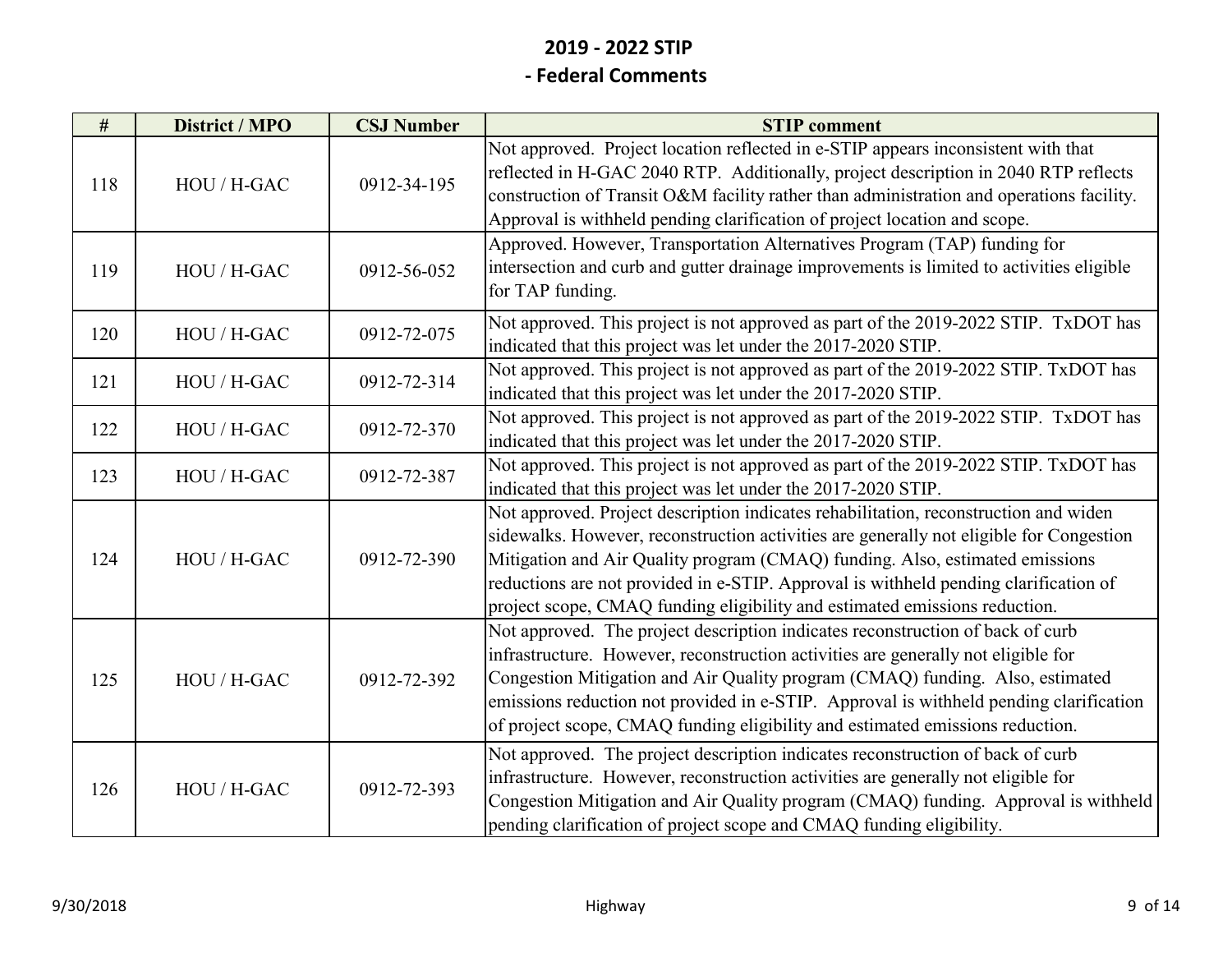## 2019 - 2022 STIP

## - Federal Comments

| # | District / MPO | CSJ Number | STIP comment |
|---|---|---|---|
| 118 | HOU / H-GAC | 0912-34-195 | Not approved. Project location reflected in e-STIP appears inconsistent with that reflected in H-GAC 2040 RTP. Additionally, project description in 2040 RTP reflects construction of Transit O&M facility rather than administration and operations facility. Approval is withheld pending clarification of project location and scope. |
| 119 | HOU / H-GAC | 0912-56-052 | Approved. However, Transportation Alternatives Program (TAP) funding for intersection and curb and gutter drainage improvements is limited to activities eligible for TAP funding. |
| 120 | HOU / H-GAC | 0912-72-075 | Not approved. This project is not approved as part of the 2019-2022 STIP. TxDOT has indicated that this project was let under the 2017-2020 STIP. |
| 121 | HOU / H-GAC | 0912-72-314 | Not approved. This project is not approved as part of the 2019-2022 STIP. TxDOT has indicated that this project was let under the 2017-2020 STIP. |
| 122 | HOU / H-GAC | 0912-72-370 | Not approved. This project is not approved as part of the 2019-2022 STIP. TxDOT has indicated that this project was let under the 2017-2020 STIP. |
| 123 | HOU / H-GAC | 0912-72-387 | Not approved. This project is not approved as part of the 2019-2022 STIP. TxDOT has indicated that this project was let under the 2017-2020 STIP. |
| 124 | HOU / H-GAC | 0912-72-390 | Not approved. Project description indicates rehabilitation, reconstruction and widen sidewalks. However, reconstruction activities are generally not eligible for Congestion Mitigation and Air Quality program (CMAQ) funding. Also, estimated emissions reductions are not provided in e-STIP. Approval is withheld pending clarification of project scope, CMAQ funding eligibility and estimated emissions reduction. |
| 125 | HOU / H-GAC | 0912-72-392 | Not approved. The project description indicates reconstruction of back of curb infrastructure. However, reconstruction activities are generally not eligible for Congestion Mitigation and Air Quality program (CMAQ) funding. Also, estimated emissions reduction not provided in e-STIP. Approval is withheld pending clarification of project scope, CMAQ funding eligibility and estimated emissions reduction. |
| 126 | HOU / H-GAC | 0912-72-393 | Not approved. The project description indicates reconstruction of back of curb infrastructure. However, reconstruction activities are generally not eligible for Congestion Mitigation and Air Quality program (CMAQ) funding. Approval is withheld pending clarification of project scope and CMAQ funding eligibility. |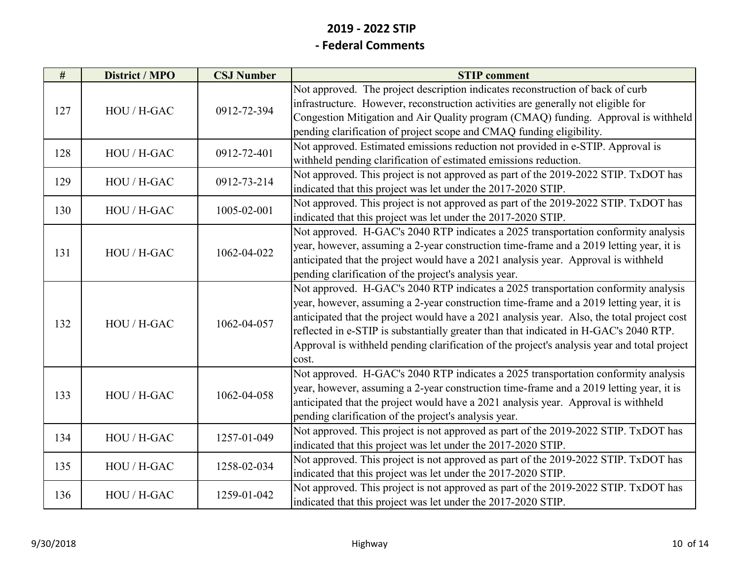# 2019 - 2022 STIP

## - Federal Comments

| # | District / MPO | CSJ Number | STIP comment |
|---|---|---|---|
| 127 | HOU / H-GAC | 0912-72-394 | Not approved. The project description indicates reconstruction of back of curb infrastructure. However, reconstruction activities are generally not eligible for Congestion Mitigation and Air Quality program (CMAQ) funding. Approval is withheld pending clarification of project scope and CMAQ funding eligibility. |
| 128 | HOU / H-GAC | 0912-72-401 | Not approved. Estimated emissions reduction not provided in e-STIP. Approval is withheld pending clarification of estimated emissions reduction. |
| 129 | HOU / H-GAC | 0912-73-214 | Not approved. This project is not approved as part of the 2019-2022 STIP. TxDOT has indicated that this project was let under the 2017-2020 STIP. |
| 130 | HOU / H-GAC | 1005-02-001 | Not approved. This project is not approved as part of the 2019-2022 STIP. TxDOT has indicated that this project was let under the 2017-2020 STIP. |
| 131 | HOU / H-GAC | 1062-04-022 | Not approved. H-GAC's 2040 RTP indicates a 2025 transportation conformity analysis year, however, assuming a 2-year construction time-frame and a 2019 letting year, it is anticipated that the project would have a 2021 analysis year. Approval is withheld pending clarification of the project's analysis year. |
| 132 | HOU / H-GAC | 1062-04-057 | Not approved. H-GAC's 2040 RTP indicates a 2025 transportation conformity analysis year, however, assuming a 2-year construction time-frame and a 2019 letting year, it is anticipated that the project would have a 2021 analysis year. Also, the total project cost reflected in e-STIP is substantially greater than that indicated in H-GAC's 2040 RTP. Approval is withheld pending clarification of the project's analysis year and total project cost. |
| 133 | HOU / H-GAC | 1062-04-058 | Not approved. H-GAC's 2040 RTP indicates a 2025 transportation conformity analysis year, however, assuming a 2-year construction time-frame and a 2019 letting year, it is anticipated that the project would have a 2021 analysis year. Approval is withheld pending clarification of the project's analysis year. |
| 134 | HOU / H-GAC | 1257-01-049 | Not approved. This project is not approved as part of the 2019-2022 STIP. TxDOT has indicated that this project was let under the 2017-2020 STIP. |
| 135 | HOU / H-GAC | 1258-02-034 | Not approved. This project is not approved as part of the 2019-2022 STIP. TxDOT has indicated that this project was let under the 2017-2020 STIP. |
| 136 | HOU / H-GAC | 1259-01-042 | Not approved. This project is not approved as part of the 2019-2022 STIP. TxDOT has indicated that this project was let under the 2017-2020 STIP. |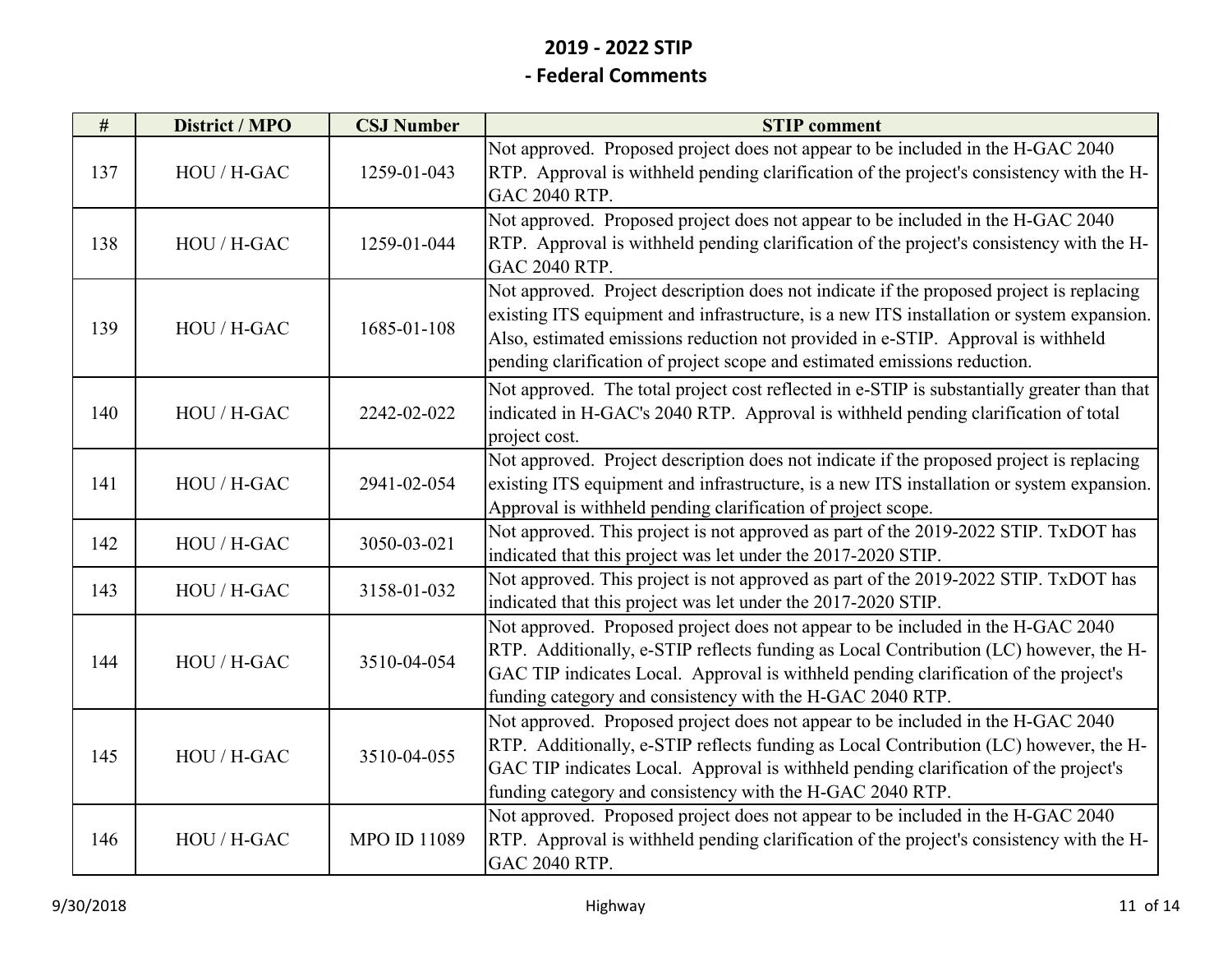## 2019 - 2022 STIP
## - Federal Comments

| # | District / MPO | CSJ Number | STIP comment |
|---|---|---|---|
| 137 | HOU / H-GAC | 1259-01-043 | Not approved. Proposed project does not appear to be included in the H-GAC 2040 RTP. Approval is withheld pending clarification of the project's consistency with the H-GAC 2040 RTP. |
| 138 | HOU / H-GAC | 1259-01-044 | Not approved. Proposed project does not appear to be included in the H-GAC 2040 RTP. Approval is withheld pending clarification of the project's consistency with the H-GAC 2040 RTP. |
| 139 | HOU / H-GAC | 1685-01-108 | Not approved. Project description does not indicate if the proposed project is replacing existing ITS equipment and infrastructure, is a new ITS installation or system expansion. Also, estimated emissions reduction not provided in e-STIP. Approval is withheld pending clarification of project scope and estimated emissions reduction. |
| 140 | HOU / H-GAC | 2242-02-022 | Not approved. The total project cost reflected in e-STIP is substantially greater than that indicated in H-GAC's 2040 RTP. Approval is withheld pending clarification of total project cost. |
| 141 | HOU / H-GAC | 2941-02-054 | Not approved. Project description does not indicate if the proposed project is replacing existing ITS equipment and infrastructure, is a new ITS installation or system expansion. Approval is withheld pending clarification of project scope. |
| 142 | HOU / H-GAC | 3050-03-021 | Not approved. This project is not approved as part of the 2019-2022 STIP. TxDOT has indicated that this project was let under the 2017-2020 STIP. |
| 143 | HOU / H-GAC | 3158-01-032 | Not approved. This project is not approved as part of the 2019-2022 STIP. TxDOT has indicated that this project was let under the 2017-2020 STIP. |
| 144 | HOU / H-GAC | 3510-04-054 | Not approved. Proposed project does not appear to be included in the H-GAC 2040 RTP. Additionally, e-STIP reflects funding as Local Contribution (LC) however, the H-GAC TIP indicates Local. Approval is withheld pending clarification of the project's funding category and consistency with the H-GAC 2040 RTP. |
| 145 | HOU / H-GAC | 3510-04-055 | Not approved. Proposed project does not appear to be included in the H-GAC 2040 RTP. Additionally, e-STIP reflects funding as Local Contribution (LC) however, the H-GAC TIP indicates Local. Approval is withheld pending clarification of the project's funding category and consistency with the H-GAC 2040 RTP. |
| 146 | HOU / H-GAC | MPO ID 11089 | Not approved. Proposed project does not appear to be included in the H-GAC 2040 RTP. Approval is withheld pending clarification of the project's consistency with the H-GAC 2040 RTP. |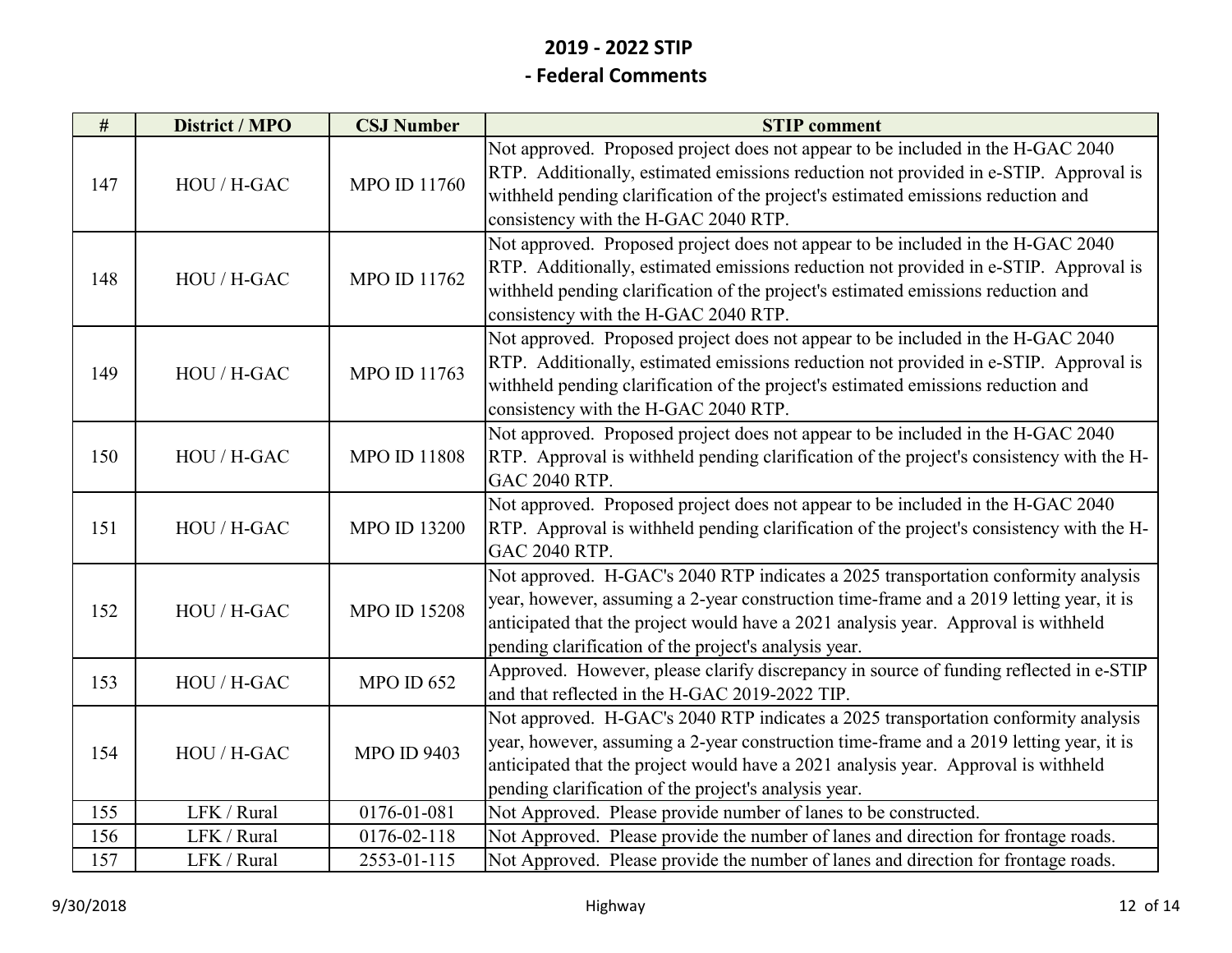## 2019 - 2022 STIP

## - Federal Comments

| # | District / MPO | CSJ Number | STIP comment |
|---|---|---|---|
| 147 | HOU / H-GAC | MPO ID 11760 | Not approved. Proposed project does not appear to be included in the H-GAC 2040 RTP. Additionally, estimated emissions reduction not provided in e-STIP. Approval is withheld pending clarification of the project's estimated emissions reduction and consistency with the H-GAC 2040 RTP. |
| 148 | HOU / H-GAC | MPO ID 11762 | Not approved. Proposed project does not appear to be included in the H-GAC 2040 RTP. Additionally, estimated emissions reduction not provided in e-STIP. Approval is withheld pending clarification of the project's estimated emissions reduction and consistency with the H-GAC 2040 RTP. |
| 149 | HOU / H-GAC | MPO ID 11763 | Not approved. Proposed project does not appear to be included in the H-GAC 2040 RTP. Additionally, estimated emissions reduction not provided in e-STIP. Approval is withheld pending clarification of the project's estimated emissions reduction and consistency with the H-GAC 2040 RTP. |
| 150 | HOU / H-GAC | MPO ID 11808 | Not approved. Proposed project does not appear to be included in the H-GAC 2040 RTP. Approval is withheld pending clarification of the project's consistency with the H-GAC 2040 RTP. |
| 151 | HOU / H-GAC | MPO ID 13200 | Not approved. Proposed project does not appear to be included in the H-GAC 2040 RTP. Approval is withheld pending clarification of the project's consistency with the H-GAC 2040 RTP. |
| 152 | HOU / H-GAC | MPO ID 15208 | Not approved. H-GAC's 2040 RTP indicates a 2025 transportation conformity analysis year, however, assuming a 2-year construction time-frame and a 2019 letting year, it is anticipated that the project would have a 2021 analysis year. Approval is withheld pending clarification of the project's analysis year. |
| 153 | HOU / H-GAC | MPO ID 652 | Approved. However, please clarify discrepancy in source of funding reflected in e-STIP and that reflected in the H-GAC 2019-2022 TIP. |
| 154 | HOU / H-GAC | MPO ID 9403 | Not approved. H-GAC's 2040 RTP indicates a 2025 transportation conformity analysis year, however, assuming a 2-year construction time-frame and a 2019 letting year, it is anticipated that the project would have a 2021 analysis year. Approval is withheld pending clarification of the project's analysis year. |
| 155 | LFK / Rural | 0176-01-081 | Not Approved. Please provide number of lanes to be constructed. |
| 156 | LFK / Rural | 0176-02-118 | Not Approved. Please provide the number of lanes and direction for frontage roads. |
| 157 | LFK / Rural | 2553-01-115 | Not Approved. Please provide the number of lanes and direction for frontage roads. |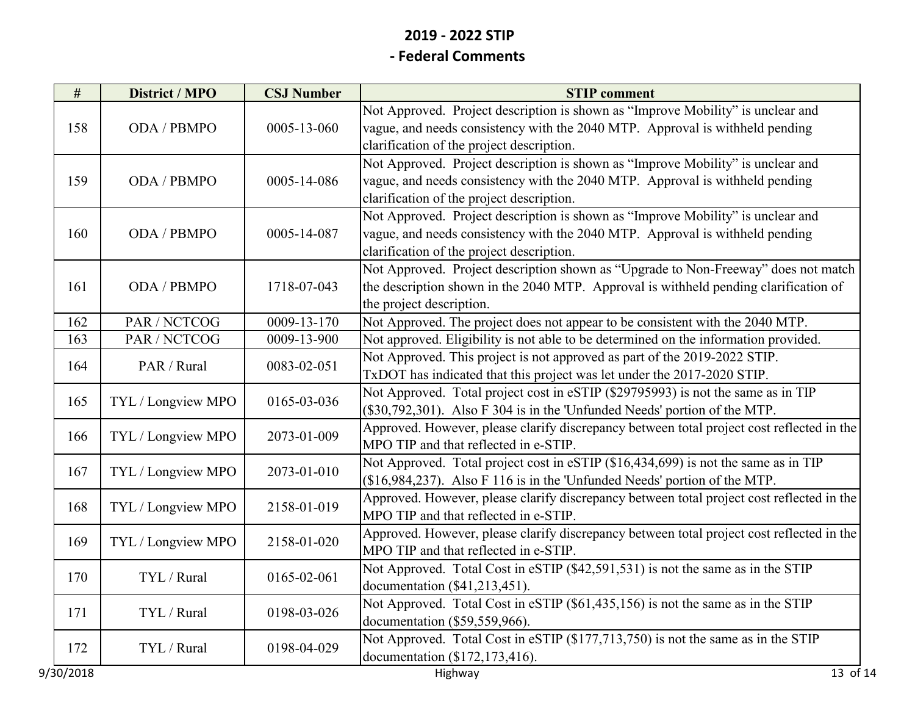# 2019 - 2022 STIP

## - Federal Comments

| # | District / MPO | CSJ Number | STIP comment |
|---|---|---|---|
| 158 | ODA / PBMPO | 0005-13-060 | Not Approved. Project description is shown as "Improve Mobility" is unclear and vague, and needs consistency with the 2040 MTP. Approval is withheld pending clarification of the project description. |
| 159 | ODA / PBMPO | 0005-14-086 | Not Approved. Project description is shown as "Improve Mobility" is unclear and vague, and needs consistency with the 2040 MTP. Approval is withheld pending clarification of the project description. |
| 160 | ODA / PBMPO | 0005-14-087 | Not Approved. Project description is shown as "Improve Mobility" is unclear and vague, and needs consistency with the 2040 MTP. Approval is withheld pending clarification of the project description. |
| 161 | ODA / PBMPO | 1718-07-043 | Not Approved. Project description shown as "Upgrade to Non-Freeway" does not match the description shown in the 2040 MTP. Approval is withheld pending clarification of the project description. |
| 162 | PAR / NCTCOG | 0009-13-170 | Not Approved. The project does not appear to be consistent with the 2040 MTP. |
| 163 | PAR / NCTCOG | 0009-13-900 | Not approved. Eligibility is not able to be determined on the information provided. |
| 164 | PAR / Rural | 0083-02-051 | Not Approved. This project is not approved as part of the 2019-2022 STIP. TxDOT has indicated that this project was let under the 2017-2020 STIP. |
| 165 | TYL / Longview MPO | 0165-03-036 | Not Approved. Total project cost in eSTIP ($29795993) is not the same as in TIP ($30,792,301). Also F 304 is in the 'Unfunded Needs' portion of the MTP. |
| 166 | TYL / Longview MPO | 2073-01-009 | Approved. However, please clarify discrepancy between total project cost reflected in the MPO TIP and that reflected in e-STIP. |
| 167 | TYL / Longview MPO | 2073-01-010 | Not Approved. Total project cost in eSTIP ($16,434,699) is not the same as in TIP ($16,984,237). Also F 116 is in the 'Unfunded Needs' portion of the MTP. |
| 168 | TYL / Longview MPO | 2158-01-019 | Approved. However, please clarify discrepancy between total project cost reflected in the MPO TIP and that reflected in e-STIP. |
| 169 | TYL / Longview MPO | 2158-01-020 | Approved. However, please clarify discrepancy between total project cost reflected in the MPO TIP and that reflected in e-STIP. |
| 170 | TYL / Rural | 0165-02-061 | Not Approved. Total Cost in eSTIP ($42,591,531) is not the same as in the STIP documentation ($41,213,451). |
| 171 | TYL / Rural | 0198-03-026 | Not Approved. Total Cost in eSTIP ($61,435,156) is not the same as in the STIP documentation ($59,559,966). |
| 172 | TYL / Rural | 0198-04-029 | Not Approved. Total Cost in eSTIP ($177,713,750) is not the same as in the STIP documentation ($172,173,416). |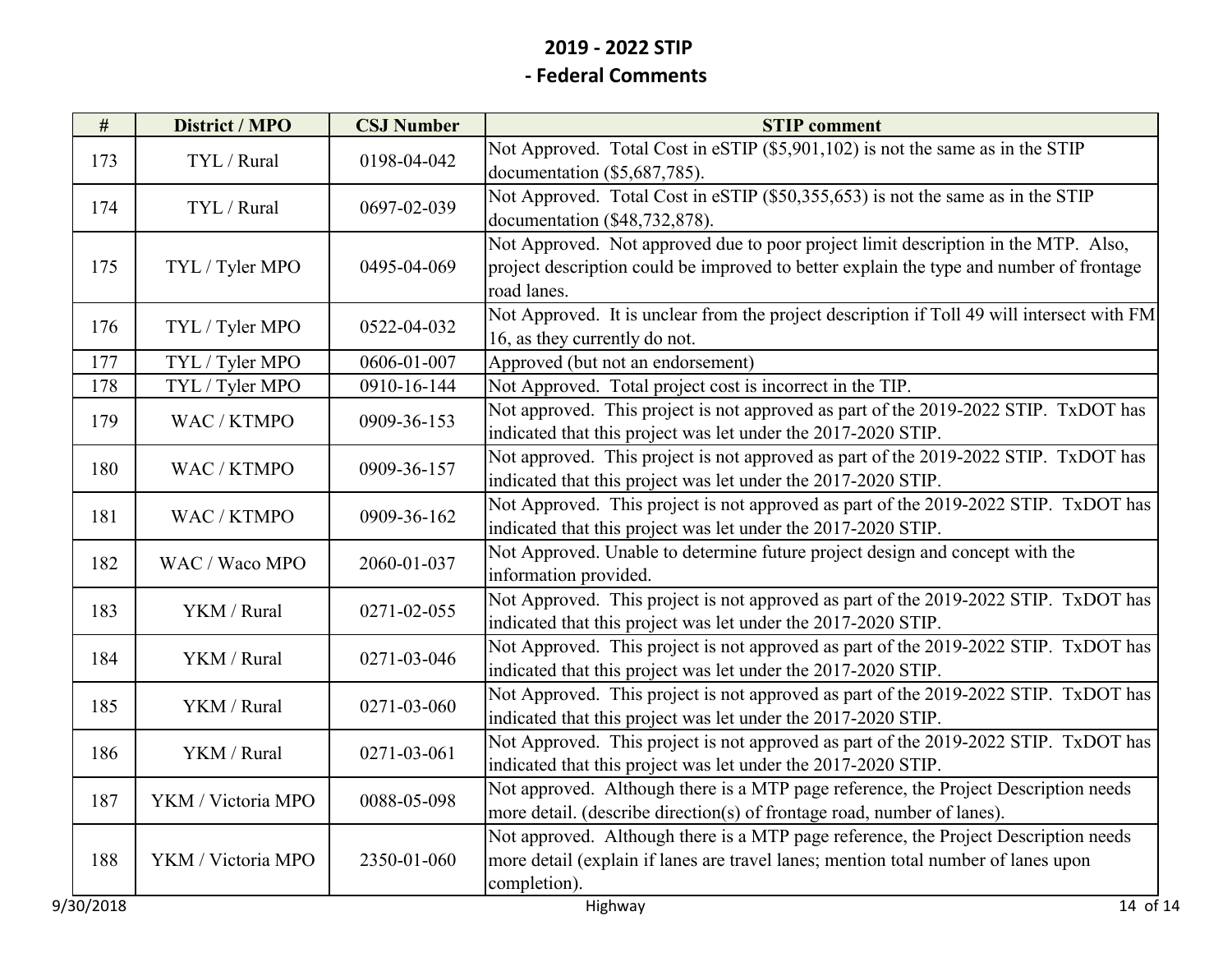## 2019 - 2022 STIP

## - Federal Comments

| # | District / MPO | CSJ Number | STIP comment |
|---|---|---|---|
| 173 | TYL / Rural | 0198-04-042 | Not Approved. Total Cost in eSTIP ($5,901,102) is not the same as in the STIP documentation ($5,687,785). |
| 174 | TYL / Rural | 0697-02-039 | Not Approved. Total Cost in eSTIP ($50,355,653) is not the same as in the STIP documentation ($48,732,878). |
| 175 | TYL / Tyler MPO | 0495-04-069 | Not Approved. Not approved due to poor project limit description in the MTP. Also, project description could be improved to better explain the type and number of frontage road lanes. |
| 176 | TYL / Tyler MPO | 0522-04-032 | Not Approved. It is unclear from the project description if Toll 49 will intersect with FM 16, as they currently do not. |
| 177 | TYL / Tyler MPO | 0606-01-007 | Approved (but not an endorsement) |
| 178 | TYL / Tyler MPO | 0910-16-144 | Not Approved. Total project cost is incorrect in the TIP. |
| 179 | WAC / KTMPO | 0909-36-153 | Not approved. This project is not approved as part of the 2019-2022 STIP. TxDOT has indicated that this project was let under the 2017-2020 STIP. |
| 180 | WAC / KTMPO | 0909-36-157 | Not approved. This project is not approved as part of the 2019-2022 STIP. TxDOT has indicated that this project was let under the 2017-2020 STIP. |
| 181 | WAC / KTMPO | 0909-36-162 | Not Approved. This project is not approved as part of the 2019-2022 STIP. TxDOT has indicated that this project was let under the 2017-2020 STIP. |
| 182 | WAC / Waco MPO | 2060-01-037 | Not Approved. Unable to determine future project design and concept with the information provided. |
| 183 | YKM / Rural | 0271-02-055 | Not Approved. This project is not approved as part of the 2019-2022 STIP. TxDOT has indicated that this project was let under the 2017-2020 STIP. |
| 184 | YKM / Rural | 0271-03-046 | Not Approved. This project is not approved as part of the 2019-2022 STIP. TxDOT has indicated that this project was let under the 2017-2020 STIP. |
| 185 | YKM / Rural | 0271-03-060 | Not Approved. This project is not approved as part of the 2019-2022 STIP. TxDOT has indicated that this project was let under the 2017-2020 STIP. |
| 186 | YKM / Rural | 0271-03-061 | Not Approved. This project is not approved as part of the 2019-2022 STIP. TxDOT has indicated that this project was let under the 2017-2020 STIP. |
| 187 | YKM / Victoria MPO | 0088-05-098 | Not approved. Although there is a MTP page reference, the Project Description needs more detail. (describe direction(s) of frontage road, number of lanes). |
| 188 | YKM / Victoria MPO | 2350-01-060 | Not approved. Although there is a MTP page reference, the Project Description needs more detail (explain if lanes are travel lanes; mention total number of lanes upon completion). |